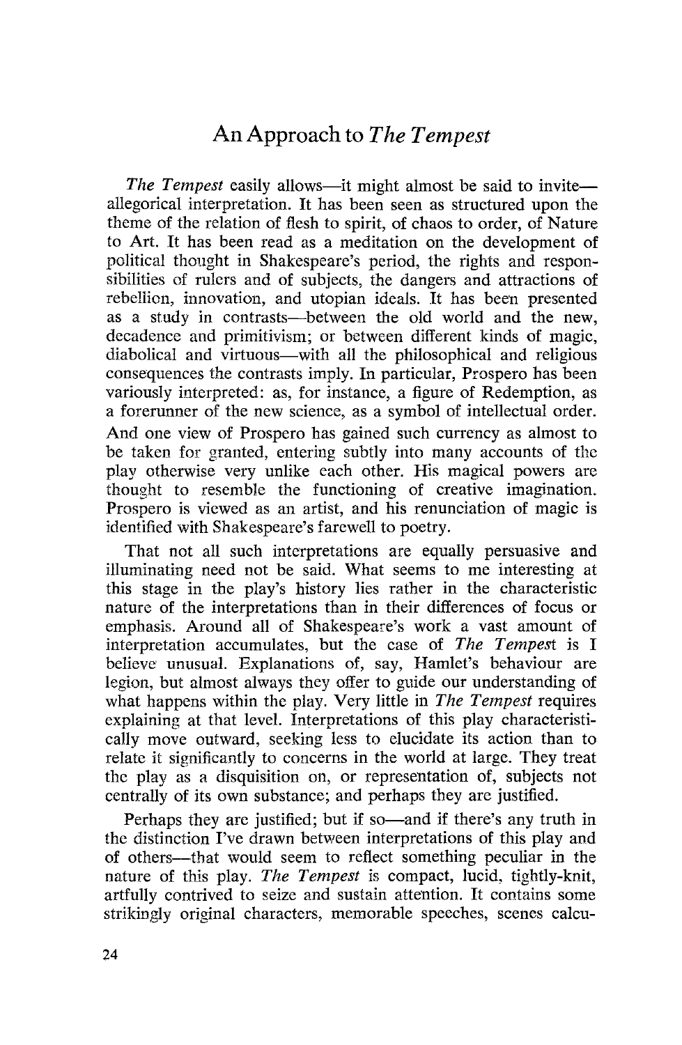# An Approach to *The Tempest*

*The Tempest* easily allows—it might almost be said to invite—allegorical interpretation. It has been seen as structured upon the theme of the relation of flesh to spirit, of chaos to order, of Nature to Art. It has been read as a meditation on the development of political thought in Shakespeare's period, the rights and responsibilities of rulers and of subjects, the dangers and attractions of rebellion, innovation, and utopian ideals. It has been presented as a study in contrasts—between the old world and the new, decadence and primitivism; or between different kinds of magic, diabolical and virtuous—with all the philosophical and religious consequences the contrasts imply. In particular, Prospero has been variously interpreted: as, for instance, a figure of Redemption, as a forerunner of the new science, as a symbol of intellectual order. And one view of Prospero has gained such currency as almost to be taken for granted, entering subtly into many accounts of the play otherwise very unlike each other. His magical powers are thought to resemble the functioning of creative imagination. Prospero is viewed as an artist, and his renunciation of magic is identified with Shakespeare's farewell to poetry.

That not all such interpretations are equally persuasive and illuminating need not be said. What seems to me interesting at this stage in the play's history lies rather in the characteristic nature of the interpretations than in their differences of focus or emphasis. Around all of Shakespeare's work a vast amount of interpretation accumulates, but the case of *The Tempest* is I believe unusual. Explanations of, say, Hamlet's behaviour are legion, but almost always they offer to guide our understanding of what happens within the play. Very little in *The Tempest* requires explaining at that level. Interpretations of this play characteristically move outward, seeking less to elucidate its action than to relate it significantly to concerns in the world at large. They treat the play as a disquisition on, or representation of, subjects not centrally of its own substance; and perhaps they are justified.

Perhaps they are justified; but if so—and if there's any truth in the distinction I've drawn between interpretations of this play and of others—that would seem to reflect something peculiar in the nature of this play. *The Tempest* is compact, lucid, tightly-knit, artfully contrived to seize and sustain attention. It contains some strikingly original characters, memorable speeches, scenes calcu-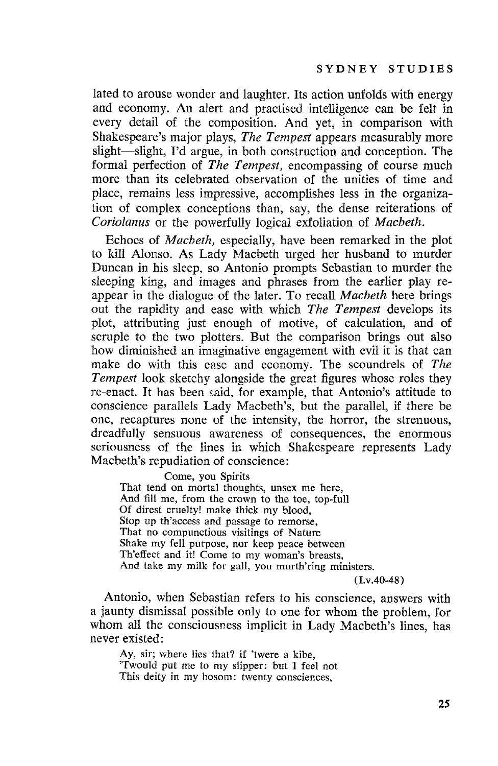lated to arouse wonder and laughter. Its action unfolds with energy and economy. An alert and practised intelligence can be felt in every detail of the composition. And yet, in comparison with Shakespeare's major plays, *The Tempest* appears measurably more slight—slight, I'd argue, in both construction and conception. The formal perfection of *The Tempest,* encompassing of course much more than its celebrated observation of the unities of time and place, remains less impressive, accomplishes less in the organization of complex conceptions than, say, the dense reiterations of *Coriolanus* or the powerfully logical exfoliation of *Macbeth.*

Echoes of *Macbeth,* especially, have been remarked in the plot to kill Alonso. As Lady Macbeth urged her husband to murder Duncan in his sleep, so Antonio prompts Sebastian to murder the sleeping king, and images and phrases from the earlier play reappear in the dialogue of the later. To recall *Macbeth* here brings out the rapidity and ease with which *The Tempest* develops its plot, attributing just enough of motive, of calculation, and of scruple to the two plotters. But the comparison brings out also how diminished an imaginative engagement with evil it is that can make do with this ease and economy. The scoundrels of *The Tempest* look sketchy alongside the great figures whose roles they re-enact. It has been said, for example, that Antonio's attitude to conscience parallels Lady Macbeth's, but the parallel, if there be one, recaptures none of the intensity, the horror, the strenuous, dreadfully sensuous awareness of consequences, the enormous seriousness of the lines in which Shakespeare represents Lady Macbeth's repudiation of conscience:

> Come, you Spirits
> That tend on mortal thoughts, unsex me here,
> And fill me, from the crown to the toe, top-full
> Of direst cruelty! make thick my blood,
> Stop up th'access and passage to remorse,
> That no compunctious visitings of Nature
> Shake my fell purpose, nor keep peace between
> Th'effect and it! Come to my woman's breasts,
> And take my milk for gall, you murth'ring ministers.
>
> (I.v.40-48)

Antonio, when Sebastian refers to his conscience, answers with a jaunty dismissal possible only to one for whom the problem, for whom all the consciousness implicit in Lady Macbeth's lines, has never existed:

> Ay, sir; where lies that? if 'twere a kibe,
> 'Twould put me to my slipper: but I feel not
> This deity in my bosom: twenty consciences,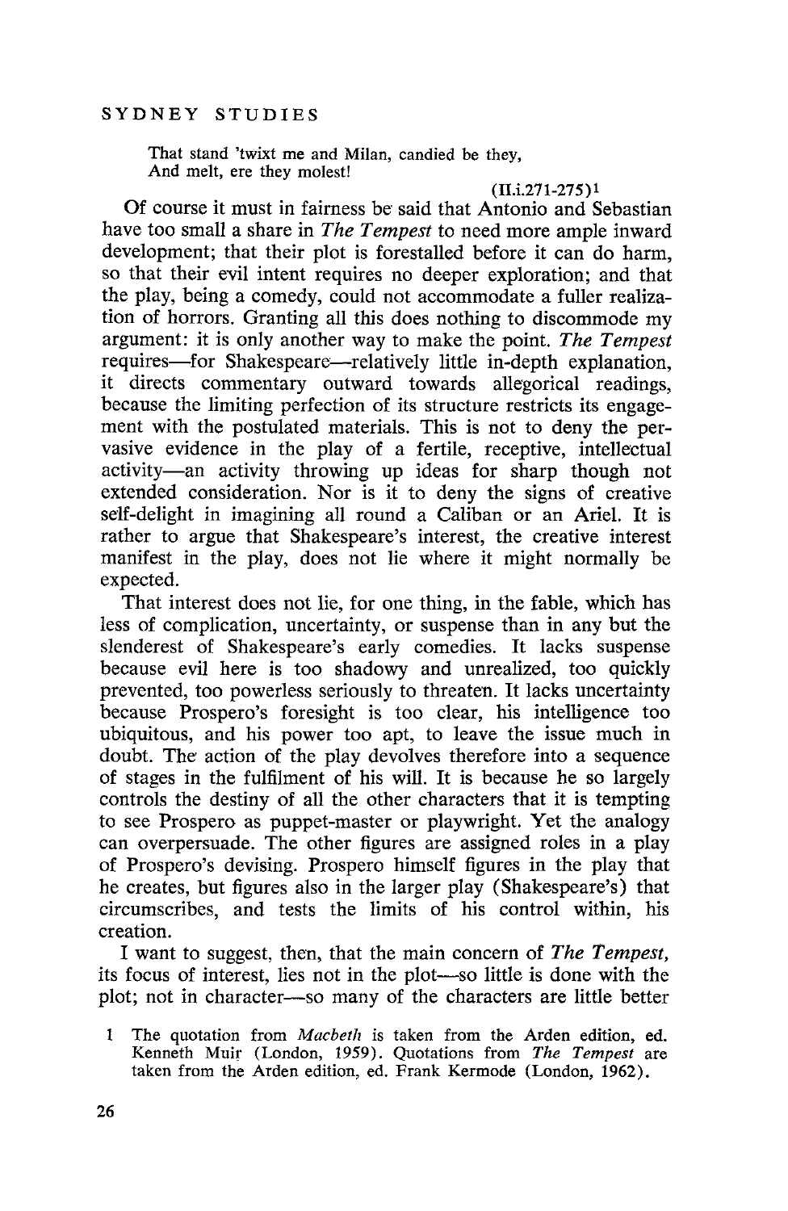> That stand 'twixt me and Milan, candied be they,
> And melt, ere they molest!
>
> (II.i.271-275)[1]

Of course it must in fairness be said that Antonio and Sebastian have too small a share in *The Tempest* to need more ample inward development; that their plot is forestalled before it can do harm, so that their evil intent requires no deeper exploration; and that the play, being a comedy, could not accommodate a fuller realization of horrors. Granting all this does nothing to discommode my argument: it is only another way to make the point. *The Tempest* requires—for Shakespeare—relatively little in-depth explanation, it directs commentary outward towards allegorical readings, because the limiting perfection of its structure restricts its engagement with the postulated materials. This is not to deny the pervasive evidence in the play of a fertile, receptive, intellectual activity—an activity throwing up ideas for sharp though not extended consideration. Nor is it to deny the signs of creative self-delight in imagining all round a Caliban or an Ariel. It is rather to argue that Shakespeare's interest, the creative interest manifest in the play, does not lie where it might normally be expected.

That interest does not lie, for one thing, in the fable, which has less of complication, uncertainty, or suspense than in any but the slenderest of Shakespeare's early comedies. It lacks suspense because evil here is too shadowy and unrealized, too quickly prevented, too powerless seriously to threaten. It lacks uncertainty because Prospero's foresight is too clear, his intelligence too ubiquitous, and his power too apt, to leave the issue much in doubt. The action of the play devolves therefore into a sequence of stages in the fulfilment of his will. It is because he so largely controls the destiny of all the other characters that it is tempting to see Prospero as puppet-master or playwright. Yet the analogy can overpersuade. The other figures are assigned roles in a play of Prospero's devising. Prospero himself figures in the play that he creates, but figures also in the larger play (Shakespeare's) that circumscribes, and tests the limits of his control within, his creation.

I want to suggest, then, that the main concern of *The Tempest*, its focus of interest, lies not in the plot—so little is done with the plot; not in character—so many of the characters are little better

1 The quotation from *Macbeth* is taken from the Arden edition, ed. Kenneth Muir (London, 1959). Quotations from *The Tempest* are taken from the Arden edition, ed. Frank Kermode (London, 1962).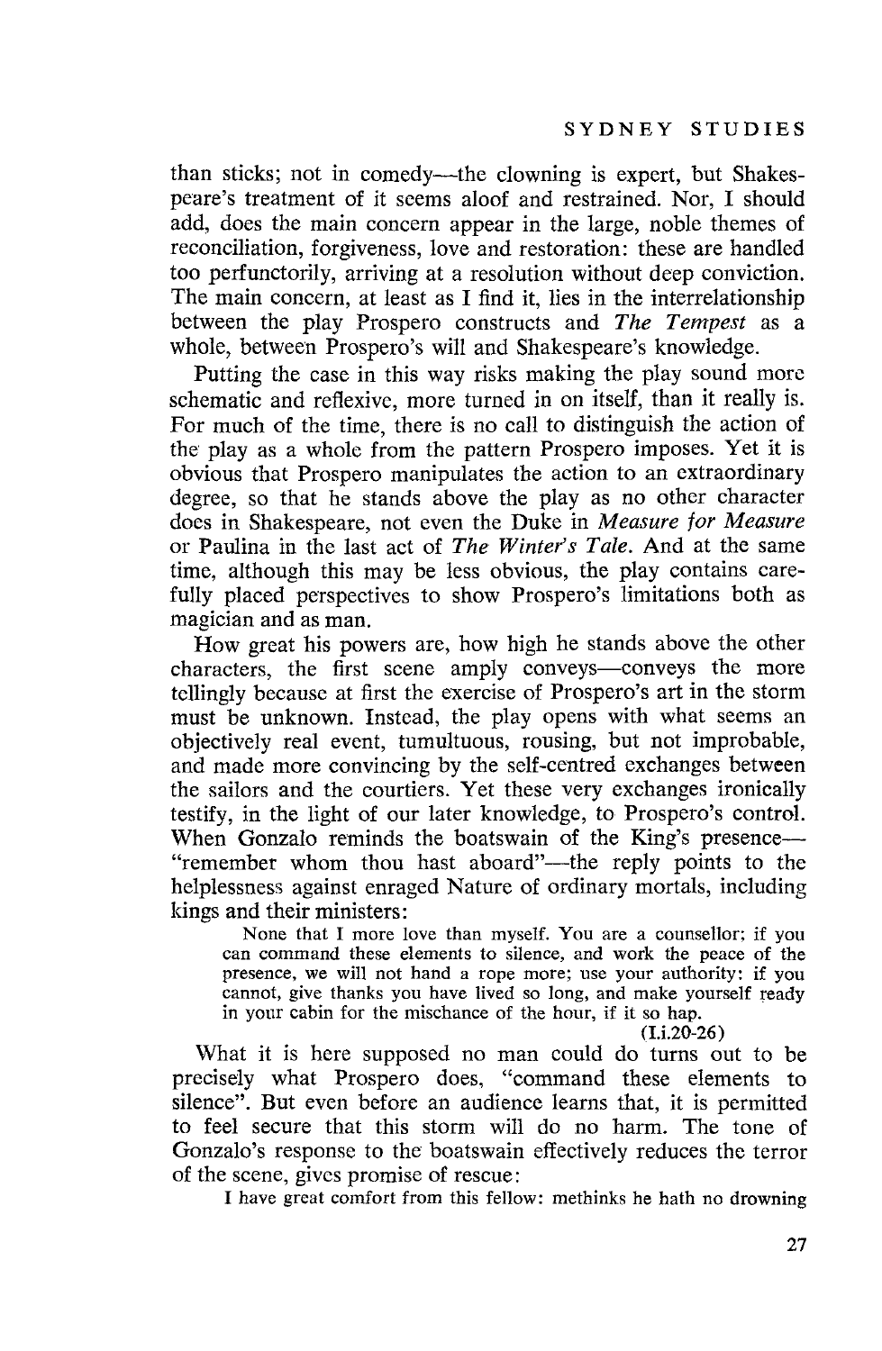than sticks; not in comedy—the clowning is expert, but Shakespeare's treatment of it seems aloof and restrained. Nor, I should add, does the main concern appear in the large, noble themes of reconciliation, forgiveness, love and restoration: these are handled too perfunctorily, arriving at a resolution without deep conviction. The main concern, at least as I find it, lies in the interrelationship between the play Prospero constructs and *The Tempest* as a whole, between Prospero's will and Shakespeare's knowledge.

Putting the case in this way risks making the play sound more schematic and reflexive, more turned in on itself, than it really is. For much of the time, there is no call to distinguish the action of the play as a whole from the pattern Prospero imposes. Yet it is obvious that Prospero manipulates the action to an extraordinary degree, so that he stands above the play as no other character does in Shakespeare, not even the Duke in *Measure for Measure* or Paulina in the last act of *The Winter's Tale*. And at the same time, although this may be less obvious, the play contains carefully placed perspectives to show Prospero's limitations both as magician and as man.

How great his powers are, how high he stands above the other characters, the first scene amply conveys—conveys the more tellingly because at first the exercise of Prospero's art in the storm must be unknown. Instead, the play opens with what seems an objectively real event, tumultuous, rousing, but not improbable, and made more convincing by the self-centred exchanges between the sailors and the courtiers. Yet these very exchanges ironically testify, in the light of our later knowledge, to Prospero's control. When Gonzalo reminds the boatswain of the King's presence—"remember whom thou hast aboard"—the reply points to the helplessness against enraged Nature of ordinary mortals, including kings and their ministers:

> None that I more love than myself. You are a counsellor; if you can command these elements to silence, and work the peace of the presence, we will not hand a rope more; use your authority: if you cannot, give thanks you have lived so long, and make yourself ready in your cabin for the mischance of the hour, if it so hap.
>
> (I.i.20-26)

What it is here supposed no man could do turns out to be precisely what Prospero does, "command these elements to silence". But even before an audience learns that, it is permitted to feel secure that this storm will do no harm. The tone of Gonzalo's response to the boatswain effectively reduces the terror of the scene, gives promise of rescue:

> I have great comfort from this fellow: methinks he hath no drowning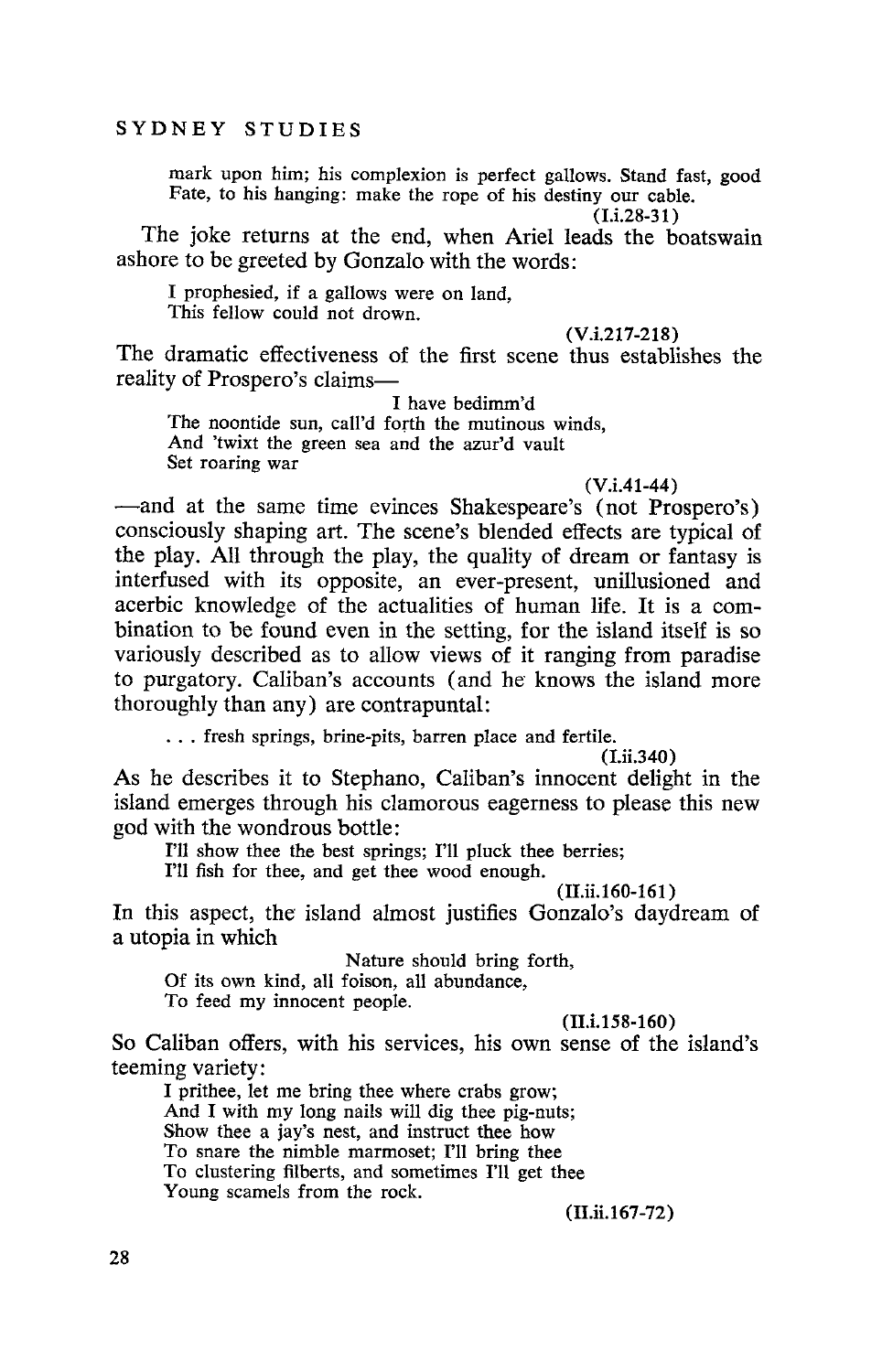> mark upon him; his complexion is perfect gallows. Stand fast, good Fate, to his hanging: make the rope of his destiny our cable.
>
> (I.i.28-31)

The joke returns at the end, when Ariel leads the boatswain ashore to be greeted by Gonzalo with the words:

> I prophesied, if a gallows were on land,
> This fellow could not drown.
>
> (V.i.217-218)

The dramatic effectiveness of the first scene thus establishes the reality of Prospero's claims—

> I have bedimm'd
> The noontide sun, call'd forth the mutinous winds,
> And 'twixt the green sea and the azur'd vault
> Set roaring war
>
> (V.i.41-44)

—and at the same time evinces Shakespeare's (not Prospero's) consciously shaping art. The scene's blended effects are typical of the play. All through the play, the quality of dream or fantasy is interfused with its opposite, an ever-present, unillusioned and acerbic knowledge of the actualities of human life. It is a combination to be found even in the setting, for the island itself is so variously described as to allow views of it ranging from paradise to purgatory. Caliban's accounts (and he knows the island more thoroughly than any) are contrapuntal:

> . . . fresh springs, brine-pits, barren place and fertile.
>
> (I.ii.340)

As he describes it to Stephano, Caliban's innocent delight in the island emerges through his clamorous eagerness to please this new god with the wondrous bottle:

> I'll show thee the best springs; I'll pluck thee berries;
> I'll fish for thee, and get thee wood enough.
>
> (II.ii.160-161)

In this aspect, the island almost justifies Gonzalo's daydream of a utopia in which

> Nature should bring forth,
> Of its own kind, all foison, all abundance,
> To feed my innocent people.
>
> (II.i.158-160)

So Caliban offers, with his services, his own sense of the island's teeming variety:

> I prithee, let me bring thee where crabs grow;
> And I with my long nails will dig thee pig-nuts;
> Show thee a jay's nest, and instruct thee how
> To snare the nimble marmoset; I'll bring thee
> To clustering filberts, and sometimes I'll get thee
> Young scamels from the rock.
>
> (II.ii.167-72)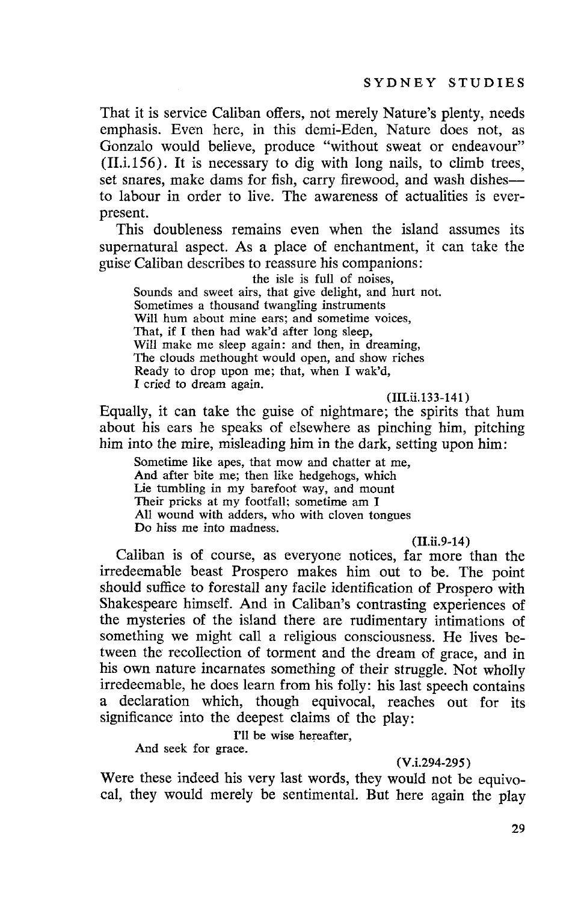That it is service Caliban offers, not merely Nature's plenty, needs emphasis. Even here, in this demi-Eden, Nature does not, as Gonzalo would believe, produce "without sweat or endeavour" (II.i.156). It is necessary to dig with long nails, to climb trees, set snares, make dams for fish, carry firewood, and wash dishes—to labour in order to live. The awareness of actualities is ever-present.

This doubleness remains even when the island assumes its supernatural aspect. As a place of enchantment, it can take the guise Caliban describes to reassure his companions:

> the isle is full of noises,
> Sounds and sweet airs, that give delight, and hurt not.
> Sometimes a thousand twangling instruments
> Will hum about mine ears; and sometime voices,
> That, if I then had wak'd after long sleep,
> Will make me sleep again: and then, in dreaming,
> The clouds methought would open, and show riches
> Ready to drop upon me; that, when I wak'd,
> I cried to dream again.
>
> (III.ii.133-141)

Equally, it can take the guise of nightmare; the spirits that hum about his ears he speaks of elsewhere as pinching him, pitching him into the mire, misleading him in the dark, setting upon him:

> Sometime like apes, that mow and chatter at me,
> And after bite me; then like hedgehogs, which
> Lie tumbling in my barefoot way, and mount
> Their pricks at my footfall; sometime am I
> All wound with adders, who with cloven tongues
> Do hiss me into madness.
>
> (II.ii.9-14)

Caliban is of course, as everyone notices, far more than the irredeemable beast Prospero makes him out to be. The point should suffice to forestall any facile identification of Prospero with Shakespeare himself. And in Caliban's contrasting experiences of the mysteries of the island there are rudimentary intimations of something we might call a religious consciousness. He lives between the recollection of torment and the dream of grace, and in his own nature incarnates something of their struggle. Not wholly irredeemable, he does learn from his folly: his last speech contains a declaration which, though equivocal, reaches out for its significance into the deepest claims of the play:

> I'll be wise hereafter,
> And seek for grace.
>
> (V.i.294-295)

Were these indeed his very last words, they would not be equivocal, they would merely be sentimental. But here again the play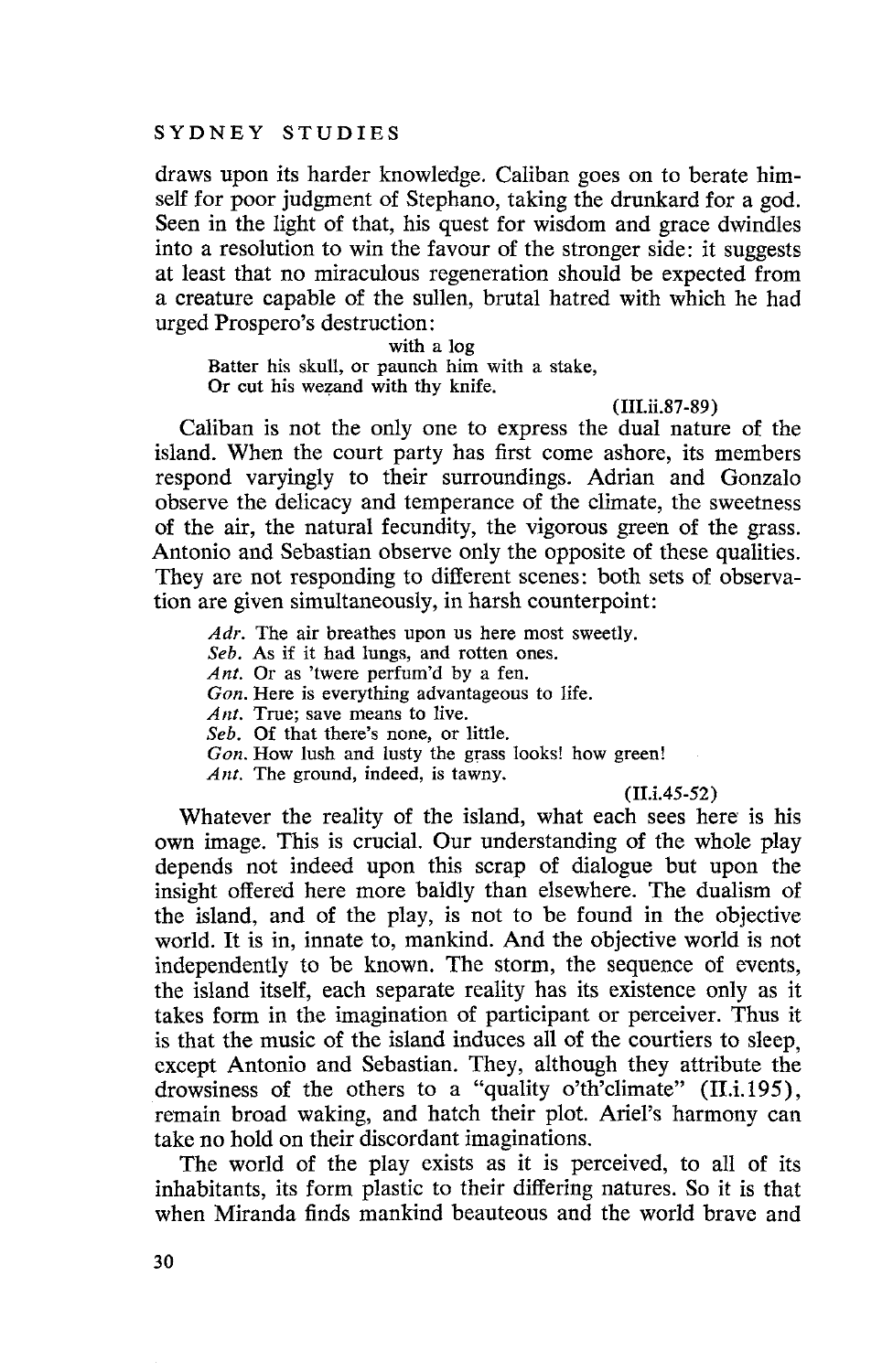draws upon its harder knowledge. Caliban goes on to berate himself for poor judgment of Stephano, taking the drunkard for a god. Seen in the light of that, his quest for wisdom and grace dwindles into a resolution to win the favour of the stronger side: it suggests at least that no miraculous regeneration should be expected from a creature capable of the sullen, brutal hatred with which he had urged Prospero's destruction:

> with a log
> Batter his skull, or paunch him with a stake,
> Or cut his wezand with thy knife.
>
> (III.ii.87-89)

Caliban is not the only one to express the dual nature of the island. When the court party has first come ashore, its members respond varyingly to their surroundings. Adrian and Gonzalo observe the delicacy and temperance of the climate, the sweetness of the air, the natural fecundity, the vigorous green of the grass. Antonio and Sebastian observe only the opposite of these qualities. They are not responding to different scenes: both sets of observation are given simultaneously, in harsh counterpoint:

> *Adr.* The air breathes upon us here most sweetly.
> *Seb.* As if it had lungs, and rotten ones.
> *Ant.* Or as 'twere perfum'd by a fen.
> *Gon.* Here is everything advantageous to life.
> *Ant.* True; save means to live.
> *Seb.* Of that there's none, or little.
> *Gon.* How lush and lusty the grass looks! how green!
> *Ant.* The ground, indeed, is tawny.
>
> (II.i.45-52)

Whatever the reality of the island, what each sees here is his own image. This is crucial. Our understanding of the whole play depends not indeed upon this scrap of dialogue but upon the insight offered here more baldly than elsewhere. The dualism of the island, and of the play, is not to be found in the objective world. It is in, innate to, mankind. And the objective world is not independently to be known. The storm, the sequence of events, the island itself, each separate reality has its existence only as it takes form in the imagination of participant or perceiver. Thus it is that the music of the island induces all of the courtiers to sleep, except Antonio and Sebastian. They, although they attribute the drowsiness of the others to a "quality o'th'climate" (II.i.195), remain broad waking, and hatch their plot. Ariel's harmony can take no hold on their discordant imaginations.

The world of the play exists as it is perceived, to all of its inhabitants, its form plastic to their differing natures. So it is that when Miranda finds mankind beauteous and the world brave and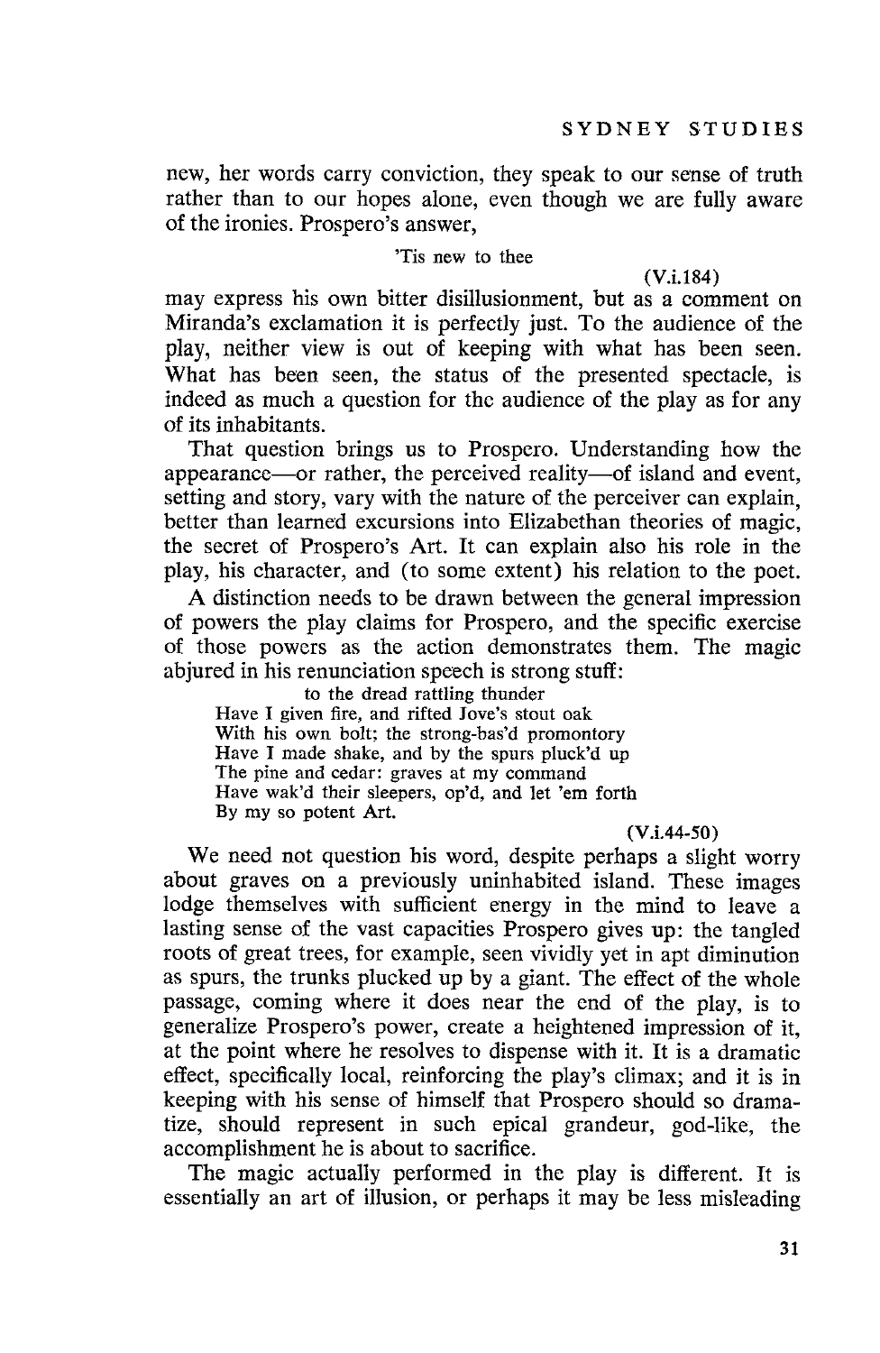new, her words carry conviction, they speak to our sense of truth rather than to our hopes alone, even though we are fully aware of the ironies. Prospero's answer,

> 'Tis new to thee
>
> (V.i.184)

may express his own bitter disillusionment, but as a comment on Miranda's exclamation it is perfectly just. To the audience of the play, neither view is out of keeping with what has been seen. What has been seen, the status of the presented spectacle, is indeed as much a question for the audience of the play as for any of its inhabitants.

That question brings us to Prospero. Understanding how the appearance—or rather, the perceived reality—of island and event, setting and story, vary with the nature of the perceiver can explain, better than learned excursions into Elizabethan theories of magic, the secret of Prospero's Art. It can explain also his role in the play, his character, and (to some extent) his relation to the poet.

A distinction needs to be drawn between the general impression of powers the play claims for Prospero, and the specific exercise of those powers as the action demonstrates them. The magic abjured in his renunciation speech is strong stuff:

> to the dread rattling thunder
> Have I given fire, and rifted Jove's stout oak
> With his own bolt; the strong-bas'd promontory
> Have I made shake, and by the spurs pluck'd up
> The pine and cedar: graves at my command
> Have wak'd their sleepers, op'd, and let 'em forth
> By my so potent Art.
>
> (V.i.44-50)

We need not question his word, despite perhaps a slight worry about graves on a previously uninhabited island. These images lodge themselves with sufficient energy in the mind to leave a lasting sense of the vast capacities Prospero gives up: the tangled roots of great trees, for example, seen vividly yet in apt diminution as spurs, the trunks plucked up by a giant. The effect of the whole passage, coming where it does near the end of the play, is to generalize Prospero's power, create a heightened impression of it, at the point where he resolves to dispense with it. It is a dramatic effect, specifically local, reinforcing the play's climax; and it is in keeping with his sense of himself that Prospero should so dramatize, should represent in such epical grandeur, god-like, the accomplishment he is about to sacrifice.

The magic actually performed in the play is different. It is essentially an art of illusion, or perhaps it may be less misleading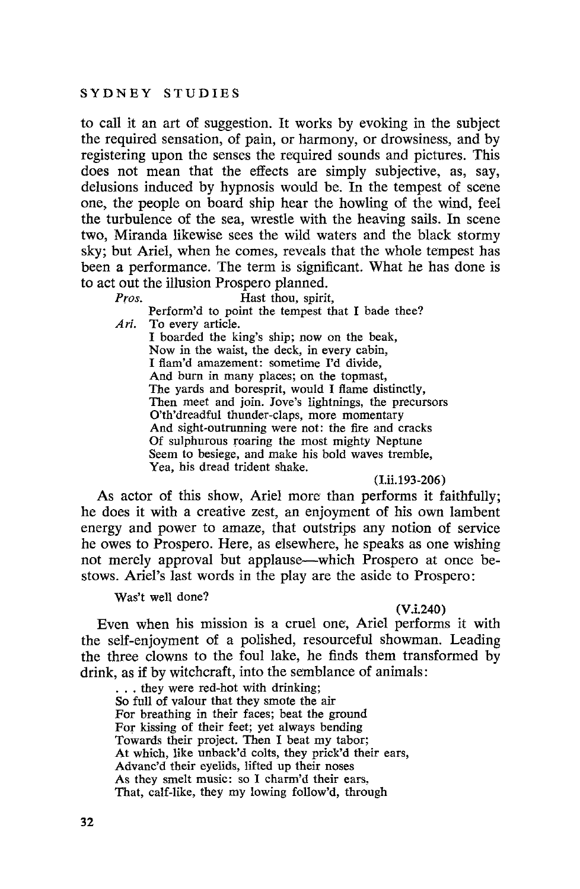to call it an art of suggestion. It works by evoking in the subject the required sensation, of pain, or harmony, or drowsiness, and by registering upon the senses the required sounds and pictures. This does not mean that the effects are simply subjective, as, say, delusions induced by hypnosis would be. In the tempest of scene one, the people on board ship hear the howling of the wind, feel the turbulence of the sea, wrestle with the heaving sails. In scene two, Miranda likewise sees the wild waters and the black stormy sky; but Ariel, when he comes, reveals that the whole tempest has been a performance. The term is significant. What he has done is to act out the illusion Prospero planned.

> *Pros.* Hast thou, spirit,
> Perform'd to point the tempest that I bade thee?
> *Ari.* To every article.
> I boarded the king's ship; now on the beak,
> Now in the waist, the deck, in every cabin,
> I flam'd amazement: sometime I'd divide,
> And burn in many places; on the topmast,
> The yards and boresprit, would I flame distinctly,
> Then meet and join. Jove's lightnings, the precursors
> O'th'dreadful thunder-claps, more momentary
> And sight-outrunning were not: the fire and cracks
> Of sulphurous roaring the most mighty Neptune
> Seem to besiege, and make his bold waves tremble,
> Yea, his dread trident shake.
>
> (I.ii.193-206)

As actor of this show, Ariel more than performs it faithfully; he does it with a creative zest, an enjoyment of his own lambent energy and power to amaze, that outstrips any notion of service he owes to Prospero. Here, as elsewhere, he speaks as one wishing not merely approval but applause—which Prospero at once bestows. Ariel's last words in the play are the aside to Prospero:

> Was't well done?
>
> (V.i.240)

Even when his mission is a cruel one, Ariel performs it with the self-enjoyment of a polished, resourceful showman. Leading the three clowns to the foul lake, he finds them transformed by drink, as if by witchcraft, into the semblance of animals:

> . . . they were red-hot with drinking;
> So full of valour that they smote the air
> For breathing in their faces; beat the ground
> For kissing of their feet; yet always bending
> Towards their project. Then I beat my tabor;
> At which, like unback'd colts, they prick'd their ears,
> Advanc'd their eyelids, lifted up their noses
> As they smelt music: so I charm'd their ears,
> That, calf-like, they my lowing follow'd, through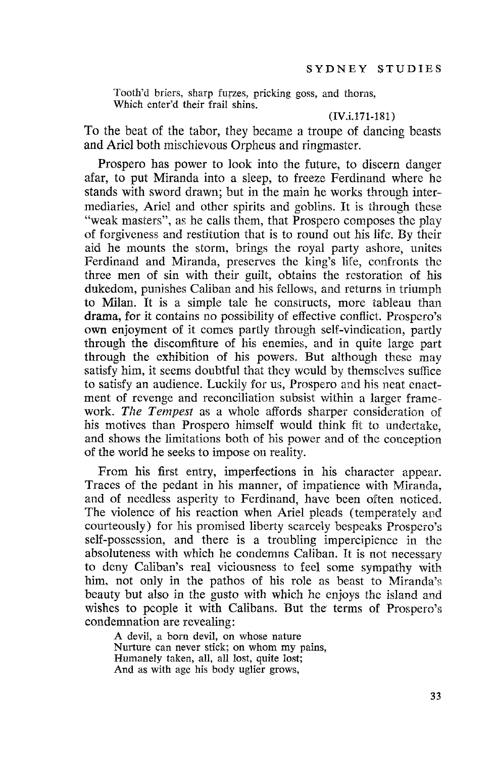> Tooth'd briers, sharp furzes, pricking goss, and thorns,
> Which enter'd their frail shins.
>
> (IV.i.171-181)

To the beat of the tabor, they became a troupe of dancing beasts and Ariel both mischievous Orpheus and ringmaster.

Prospero has power to look into the future, to discern danger afar, to put Miranda into a sleep, to freeze Ferdinand where he stands with sword drawn; but in the main he works through intermediaries, Ariel and other spirits and goblins. It is through these "weak masters", as he calls them, that Prospero composes the play of forgiveness and restitution that is to round out his life. By their aid he mounts the storm, brings the royal party ashore, unites Ferdinand and Miranda, preserves the king's life, confronts the three men of sin with their guilt, obtains the restoration of his dukedom, punishes Caliban and his fellows, and returns in triumph to Milan. It is a simple tale he constructs, more tableau than drama, for it contains no possibility of effective conflict. Prospero's own enjoyment of it comes partly through self-vindication, partly through the discomfiture of his enemies, and in quite large part through the exhibition of his powers. But although these may satisfy him, it seems doubtful that they would by themselves suffice to satisfy an audience. Luckily for us, Prospero and his neat enactment of revenge and reconciliation subsist within a larger framework. *The Tempest* as a whole affords sharper consideration of his motives than Prospero himself would think fit to undertake, and shows the limitations both of his power and of the conception of the world he seeks to impose on reality.

From his first entry, imperfections in his character appear. Traces of the pedant in his manner, of impatience with Miranda, and of needless asperity to Ferdinand, have been often noticed. The violence of his reaction when Ariel pleads (temperately and courteously) for his promised liberty scarcely bespeaks Prospero's self-possession, and there is a troubling impercipience in the absoluteness with which he condemns Caliban. It is not necessary to deny Caliban's real viciousness to feel some sympathy with him, not only in the pathos of his role as beast to Miranda's beauty but also in the gusto with which he enjoys the island and wishes to people it with Calibans. But the terms of Prospero's condemnation are revealing:

> A devil, a born devil, on whose nature
> Nurture can never stick; on whom my pains,
> Humanely taken, all, all lost, quite lost;
> And as with age his body uglier grows,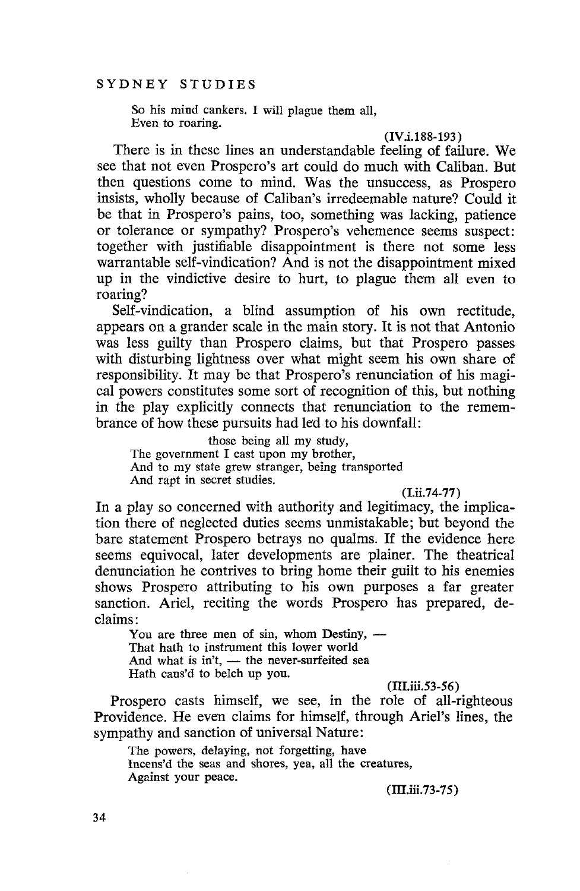> So his mind cankers. I will plague them all,
> Even to roaring.
>
> (IV.i.188-193)

There is in these lines an understandable feeling of failure. We see that not even Prospero's art could do much with Caliban. But then questions come to mind. Was the unsuccess, as Prospero insists, wholly because of Caliban's irredeemable nature? Could it be that in Prospero's pains, too, something was lacking, patience or tolerance or sympathy? Prospero's vehemence seems suspect: together with justifiable disappointment is there not some less warrantable self-vindication? And is not the disappointment mixed up in the vindictive desire to hurt, to plague them all even to roaring?

Self-vindication, a blind assumption of his own rectitude, appears on a grander scale in the main story. It is not that Antonio was less guilty than Prospero claims, but that Prospero passes with disturbing lightness over what might seem his own share of responsibility. It may be that Prospero's renunciation of his magical powers constitutes some sort of recognition of this, but nothing in the play explicitly connects that renunciation to the remembrance of how these pursuits had led to his downfall:

> those being all my study,
> The government I cast upon my brother,
> And to my state grew stranger, being transported
> And rapt in secret studies.
>
> (I.ii.74-77)

In a play so concerned with authority and legitimacy, the implication there of neglected duties seems unmistakable; but beyond the bare statement Prospero betrays no qualms. If the evidence here seems equivocal, later developments are plainer. The theatrical denunciation he contrives to bring home their guilt to his enemies shows Prospero attributing to his own purposes a far greater sanction. Ariel, reciting the words Prospero has prepared, declaims:

> You are three men of sin, whom Destiny, —
> That hath to instrument this lower world
> And what is in't, — the never-surfeited sea
> Hath caus'd to belch up you.
>
> (III.iii.53-56)

Prospero casts himself, we see, in the role of all-righteous Providence. He even claims for himself, through Ariel's lines, the sympathy and sanction of universal Nature:

> The powers, delaying, not forgetting, have
> Incens'd the seas and shores, yea, all the creatures,
> Against your peace.
>
> (III.iii.73-75)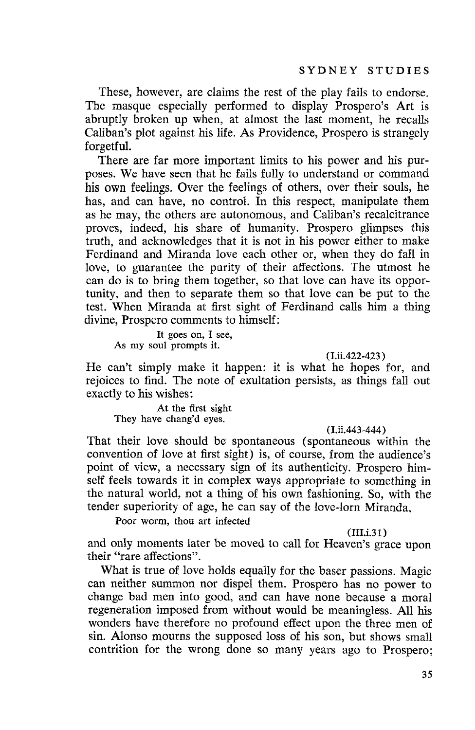These, however, are claims the rest of the play fails to endorse. The masque especially performed to display Prospero's Art is abruptly broken up when, at almost the last moment, he recalls Caliban's plot against his life. As Providence, Prospero is strangely forgetful.

There are far more important limits to his power and his purposes. We have seen that he fails fully to understand or command his own feelings. Over the feelings of others, over their souls, he has, and can have, no control. In this respect, manipulate them as he may, the others are autonomous, and Caliban's recalcitrance proves, indeed, his share of humanity. Prospero glimpses this truth, and acknowledges that it is not in his power either to make Ferdinand and Miranda love each other or, when they do fall in love, to guarantee the purity of their affections. The utmost he can do is to bring them together, so that love can have its opportunity, and then to separate them so that love can be put to the test. When Miranda at first sight of Ferdinand calls him a thing divine, Prospero comments to himself:

> It goes on, I see,
> As my soul prompts it.
>
> (I.ii.422-423)

He can't simply make it happen: it is what he hopes for, and rejoices to find. The note of exultation persists, as things fall out exactly to his wishes:

> At the first sight
> They have chang'd eyes.
>
> (I.ii.443-444)

That their love should be spontaneous (spontaneous within the convention of love at first sight) is, of course, from the audience's point of view, a necessary sign of its authenticity. Prospero himself feels towards it in complex ways appropriate to something in the natural world, not a thing of his own fashioning. So, with the tender superiority of age, he can say of the love-lorn Miranda,

> Poor worm, thou art infected
>
> (III.i.31)

and only moments later be moved to call for Heaven's grace upon their "rare affections".

What is true of love holds equally for the baser passions. Magic can neither summon nor dispel them. Prospero has no power to change bad men into good, and can have none because a moral regeneration imposed from without would be meaningless. All his wonders have therefore no profound effect upon the three men of sin. Alonso mourns the supposed loss of his son, but shows small contrition for the wrong done so many years ago to Prospero;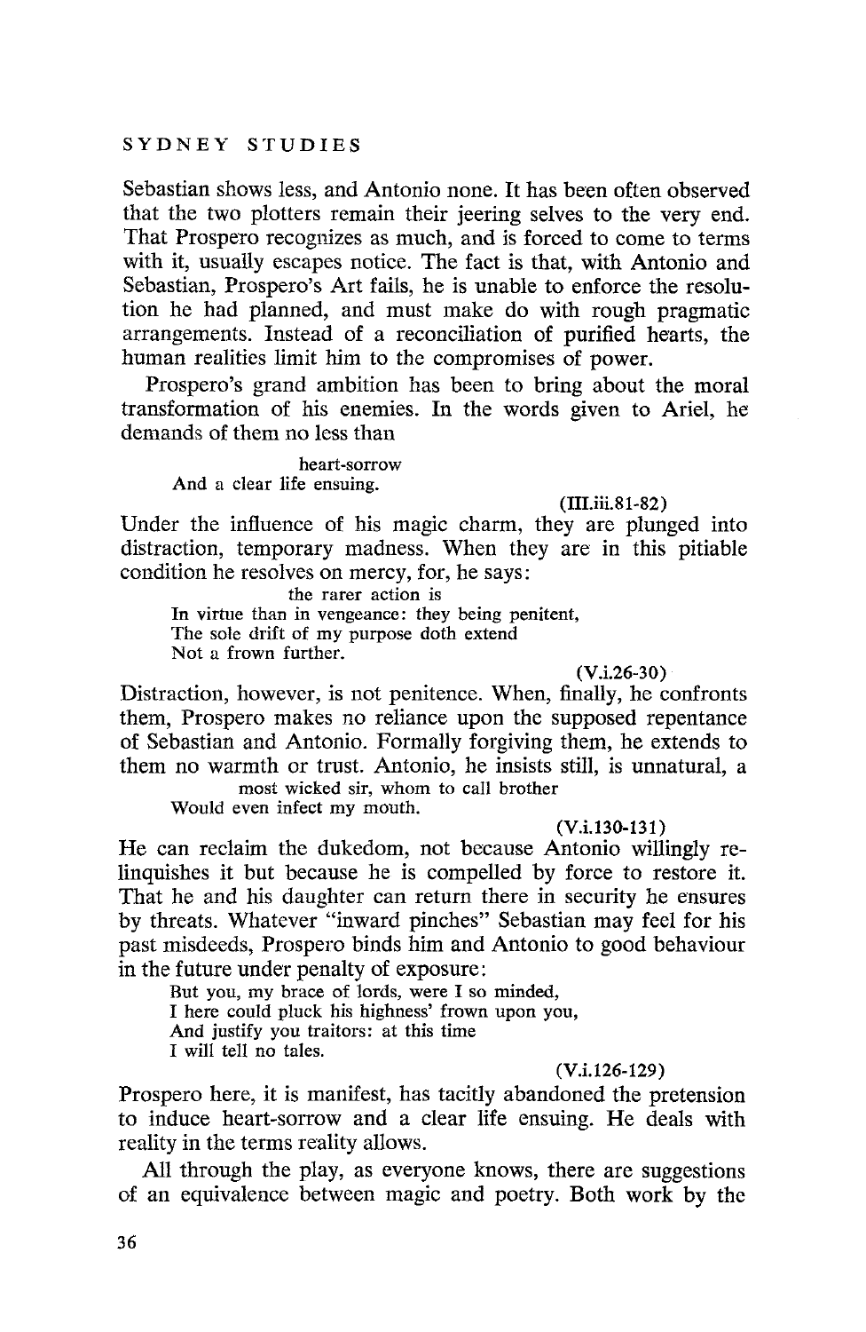Sebastian shows less, and Antonio none. It has been often observed that the two plotters remain their jeering selves to the very end. That Prospero recognizes as much, and is forced to come to terms with it, usually escapes notice. The fact is that, with Antonio and Sebastian, Prospero's Art fails, he is unable to enforce the resolution he had planned, and must make do with rough pragmatic arrangements. Instead of a reconciliation of purified hearts, the human realities limit him to the compromises of power.

Prospero's grand ambition has been to bring about the moral transformation of his enemies. In the words given to Ariel, he demands of them no less than

> heart-sorrow
> And a clear life ensuing.
>
> (III.iii.81-82)

Under the influence of his magic charm, they are plunged into distraction, temporary madness. When they are in this pitiable condition he resolves on mercy, for, he says:

> the rarer action is
> In virtue than in vengeance: they being penitent,
> The sole drift of my purpose doth extend
> Not a frown further.
>
> (V.i.26-30)

Distraction, however, is not penitence. When, finally, he confronts them, Prospero makes no reliance upon the supposed repentance of Sebastian and Antonio. Formally forgiving them, he extends to them no warmth or trust. Antonio, he insists still, is unnatural, a

> most wicked sir, whom to call brother
> Would even infect my mouth.
>
> (V.i.130-131)

He can reclaim the dukedom, not because Antonio willingly relinquishes it but because he is compelled by force to restore it. That he and his daughter can return there in security he ensures by threats. Whatever "inward pinches" Sebastian may feel for his past misdeeds, Prospero binds him and Antonio to good behaviour in the future under penalty of exposure:

> But you, my brace of lords, were I so minded,
> I here could pluck his highness' frown upon you,
> And justify you traitors: at this time
> I will tell no tales.
>
> (V.i.126-129)

Prospero here, it is manifest, has tacitly abandoned the pretension to induce heart-sorrow and a clear life ensuing. He deals with reality in the terms reality allows.

All through the play, as everyone knows, there are suggestions of an equivalence between magic and poetry. Both work by the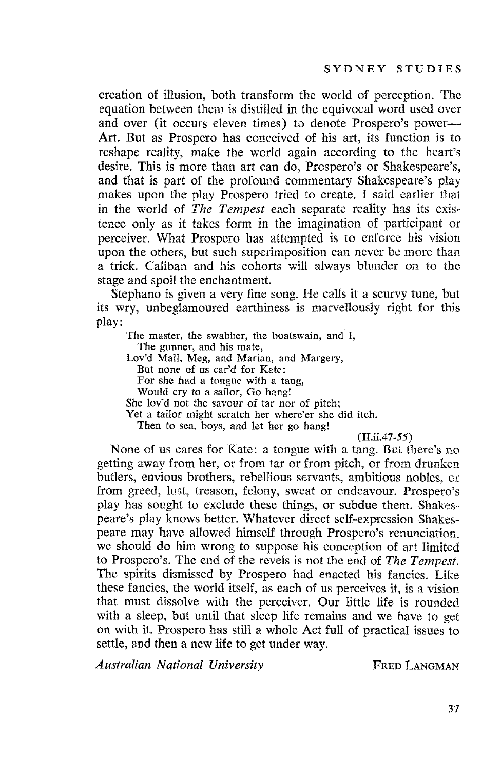creation of illusion, both transform the world of perception. The equation between them is distilled in the equivocal word used over and over (it occurs eleven times) to denote Prospero's power—Art. But as Prospero has conceived of his art, its function is to reshape reality, make the world again according to the heart's desire. This is more than art can do, Prospero's or Shakespeare's, and that is part of the profound commentary Shakespeare's play makes upon the play Prospero tried to create. I said earlier that in the world of *The Tempest* each separate reality has its existence only as it takes form in the imagination of participant or perceiver. What Prospero has attempted is to enforce his vision upon the others, but such superimposition can never be more than a trick. Caliban and his cohorts will always blunder on to the stage and spoil the enchantment.

Stephano is given a very fine song. He calls it a scurvy tune, but its wry, unbeglamoured earthiness is marvellously right for this play:

> The master, the swabber, the boatswain, and I,
> The gunner, and his mate,
> Lov'd Mall, Meg, and Marian, and Margery,
> But none of us car'd for Kate:
> For she had a tongue with a tang,
> Would cry to a sailor, Go hang!
> She lov'd not the savour of tar nor of pitch;
> Yet a tailor might scratch her where'er she did itch.
> Then to sea, boys, and let her go hang!
>
> (II.ii.47-55)

None of us cares for Kate: a tongue with a tang. But there's no getting away from her, or from tar or from pitch, or from drunken butlers, envious brothers, rebellious servants, ambitious nobles, or from greed, lust, treason, felony, sweat or endeavour. Prospero's play has sought to exclude these things, or subdue them. Shakespeare's play knows better. Whatever direct self-expression Shakespeare may have allowed himself through Prospero's renunciation, we should do him wrong to suppose his conception of art limited to Prospero's. The end of the revels is not the end of *The Tempest*. The spirits dismissed by Prospero had enacted his fancies. Like these fancies, the world itself, as each of us perceives it, is a vision that must dissolve with the perceiver. Our little life is rounded with a sleep, but until that sleep life remains and we have to get on with it. Prospero has still a whole Act full of practical issues to settle, and then a new life to get under way.

*Australian National University* FRED LANGMAN